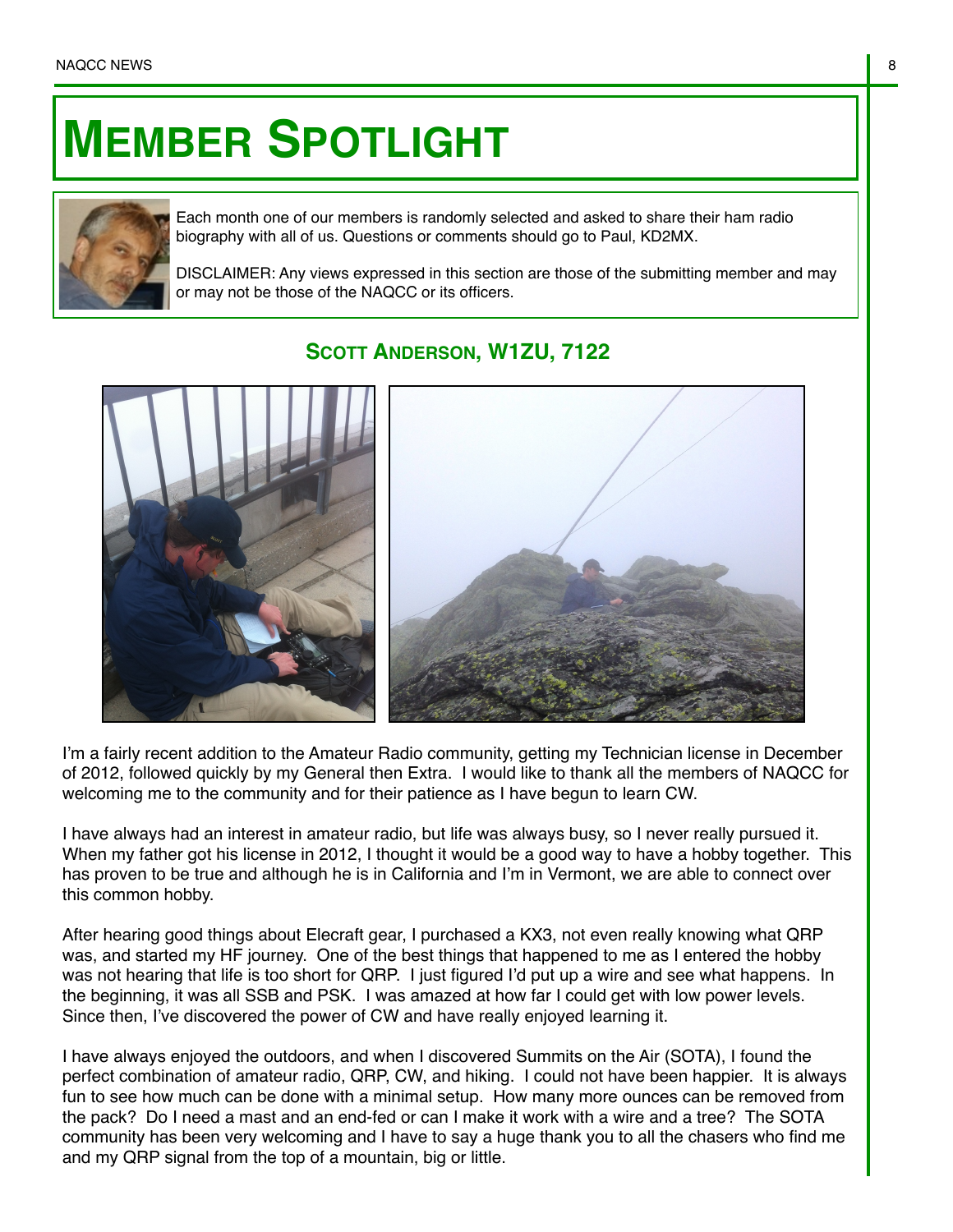# Member Spotlight

Each month one of our members is randomly selected and asked to share their ham radio biography with all of us. Questions or comments should go to Paul, KD2MX.

DISCLAIMER: Any views expressed in this section are those of the submitting member and may or may not be those of the NAQCC or its officers.

## Scott Anderson, W1ZU, 7122

I'm a fairly recent addition to the Amateur Radio community, getting my Technician license in December of 2012, followed quickly by my General then Extra. I would like to thank all the members of NAQCC for welcoming me to the community and for their patience as I have begun to learn CW.

I have always had an interest in amateur radio, but life was always busy, so I never really pursued it. When my father got his license in 2012, I thought it would be a good way to have a hobby together. This has proven to be true and although he is in California and I'm in Vermont, we are able to connect over this common hobby.

After hearing good things about Elecraft gear, I purchased a KX3, not even really knowing what QRP was, and started my HF journey. One of the best things that happened to me as I entered the hobby was not hearing that life is too short for QRP. I just figured I'd put up a wire and see what happens. In the beginning, it was all SSB and PSK. I was amazed at how far I could get with low power levels. Since then, I've discovered the power of CW and have really enjoyed learning it.

I have always enjoyed the outdoors, and when I discovered Summits on the Air (SOTA), I found the perfect combination of amateur radio, QRP, CW, and hiking. I could not have been happier. It is always fun to see how much can be done with a minimal setup. How many more ounces can be removed from the pack? Do I need a mast and an end-fed or can I make it work with a wire and a tree? The SOTA community has been very welcoming and I have to say a huge thank you to all the chasers who find me and my QRP signal from the top of a mountain, big or little.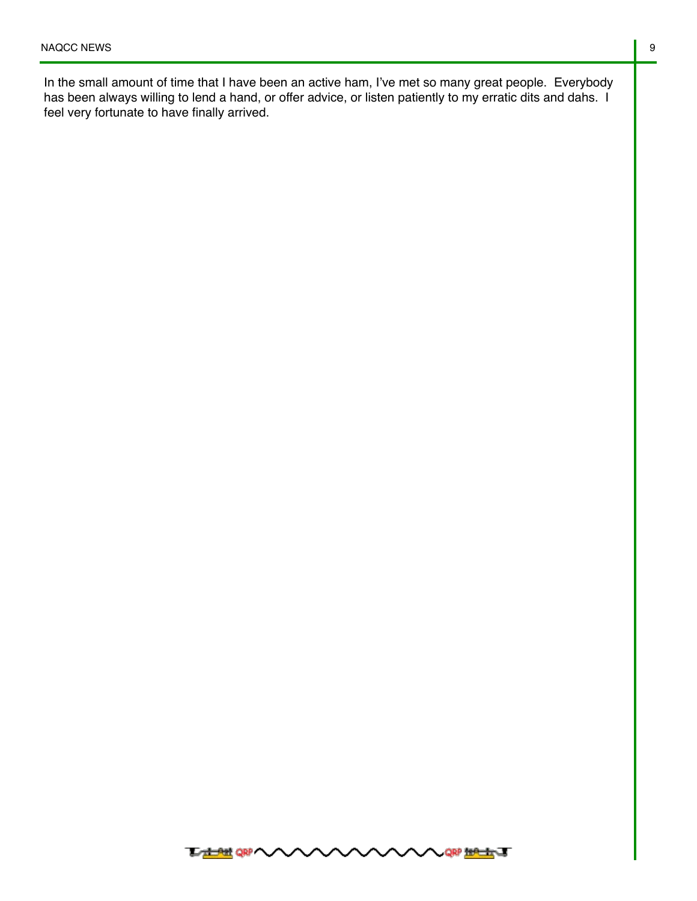In the small amount of time that I have been an active ham, I've met so many great people. Everybody has been always willing to lend a hand, or offer advice, or listen patiently to my erratic dits and dahs. I feel very fortunate to have finally arrived.